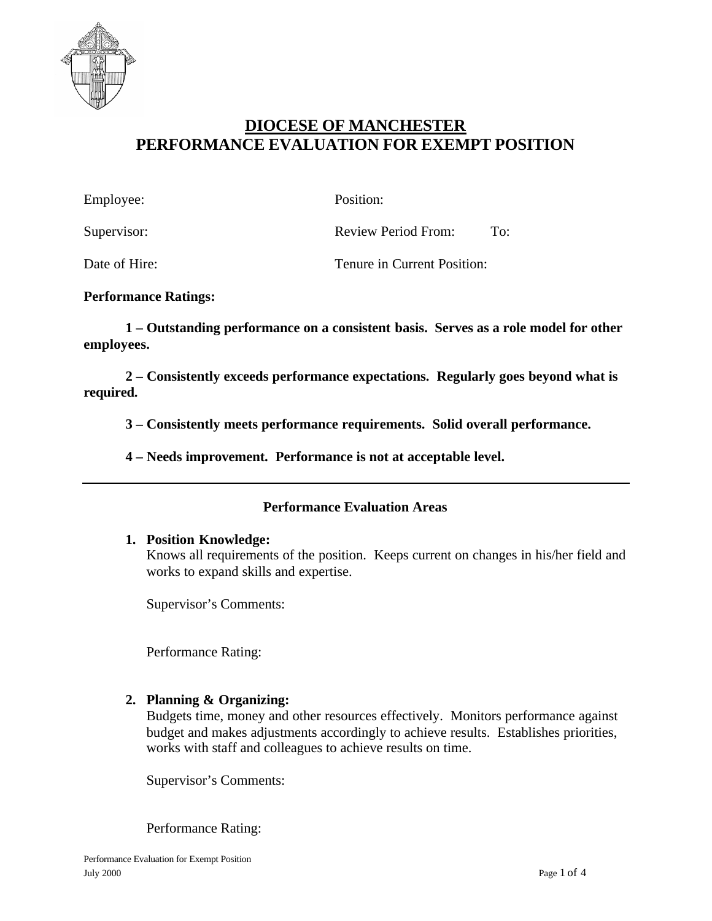# DIOCESE OF MANCHESTER
# PERFORMANCE EVALUATION FOR EXEMPT POSITION

Employee: Position:

Supervisor: Review Period From: To:

Date of Hire: Tenure in Current Position:

**Performance Ratings:**

**1 – Outstanding performance on a consistent basis. Serves as a role model for other employees.**

**2 – Consistently exceeds performance expectations. Regularly goes beyond what is required.**

**3 – Consistently meets performance requirements. Solid overall performance.**

**4 – Needs improvement. Performance is not at acceptable level.**

---

## Performance Evaluation Areas

1. **Position Knowledge:**
   Knows all requirements of the position. Keeps current on changes in his/her field and works to expand skills and expertise.

   Supervisor's Comments:

   Performance Rating:

2. **Planning & Organizing:**
   Budgets time, money and other resources effectively. Monitors performance against budget and makes adjustments accordingly to achieve results. Establishes priorities, works with staff and colleagues to achieve results on time.

   Supervisor's Comments:

   Performance Rating: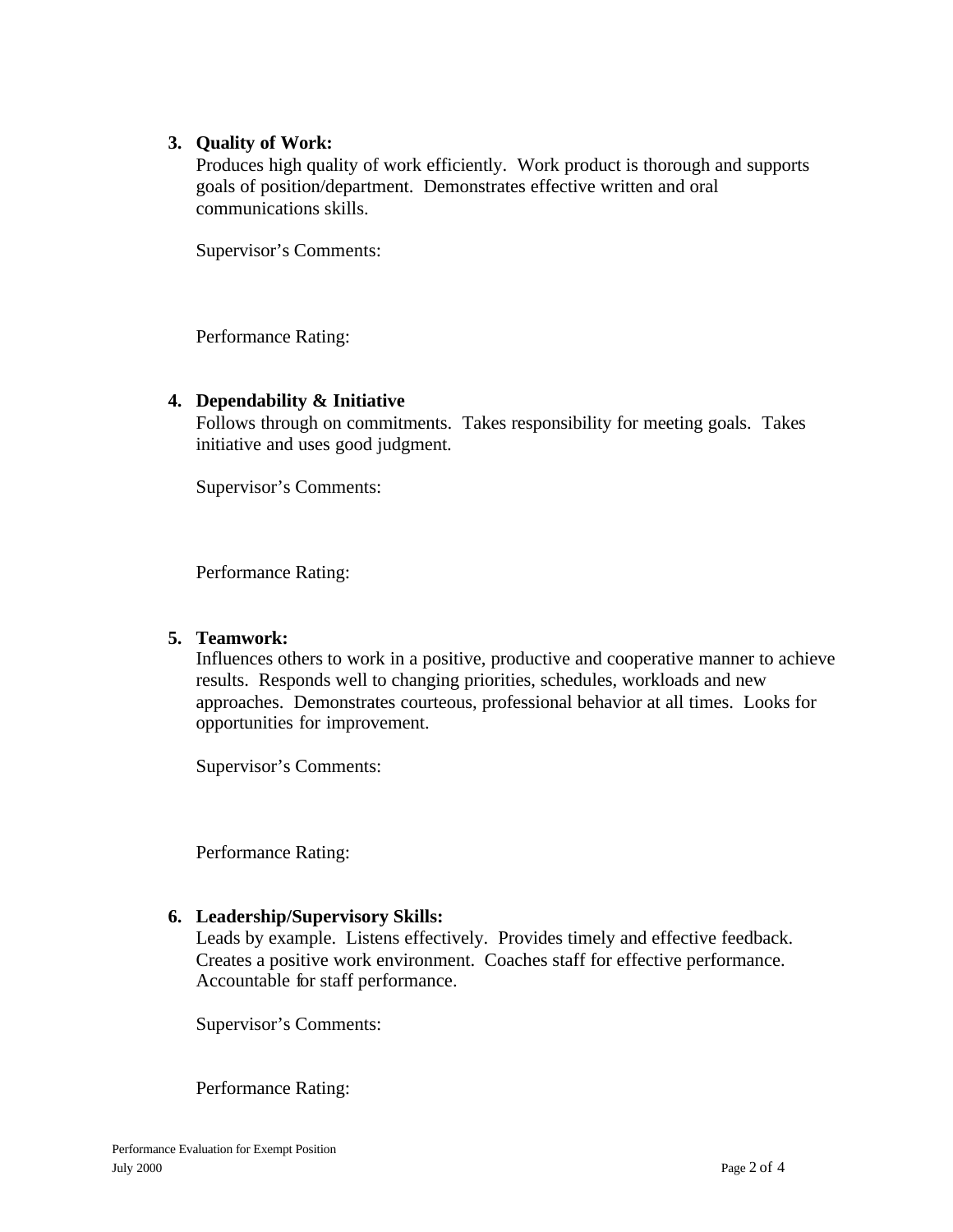3. **Quality of Work:**

   Produces high quality of work efficiently. Work product is thorough and supports goals of position/department. Demonstrates effective written and oral communications skills.

   Supervisor's Comments:

   Performance Rating:

4. **Dependability & Initiative**

   Follows through on commitments. Takes responsibility for meeting goals. Takes initiative and uses good judgment.

   Supervisor's Comments:

   Performance Rating:

5. **Teamwork:**

   Influences others to work in a positive, productive and cooperative manner to achieve results. Responds well to changing priorities, schedules, workloads and new approaches. Demonstrates courteous, professional behavior at all times. Looks for opportunities for improvement.

   Supervisor's Comments:

   Performance Rating:

6. **Leadership/Supervisory Skills:**

   Leads by example. Listens effectively. Provides timely and effective feedback. Creates a positive work environment. Coaches staff for effective performance. Accountable for staff performance.

   Supervisor's Comments:

   Performance Rating: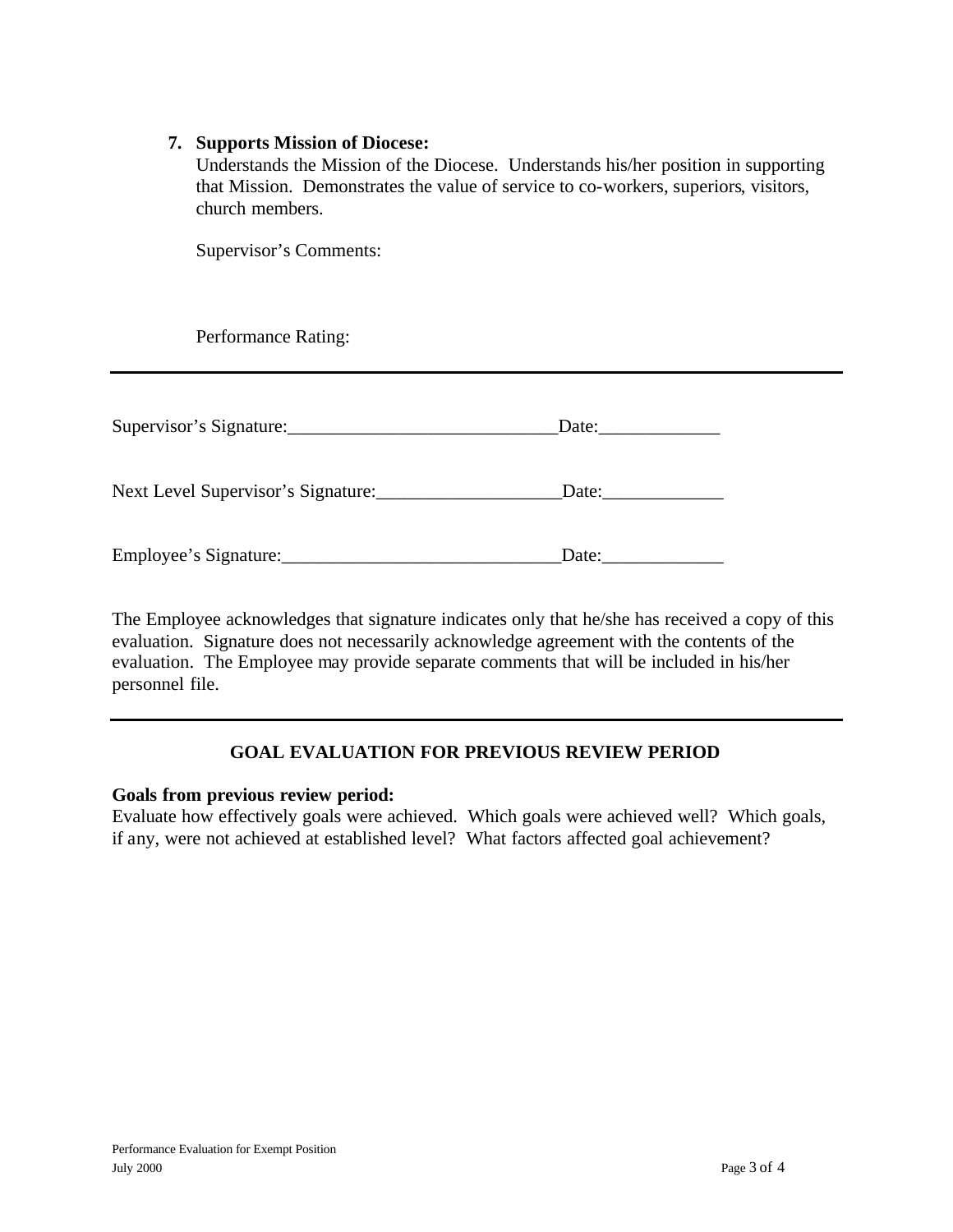7. **Supports Mission of Diocese:**
   Understands the Mission of the Diocese. Understands his/her position in supporting that Mission. Demonstrates the value of service to co-workers, superiors, visitors, church members.

   Supervisor's Comments:

   Performance Rating:

---

Supervisor's Signature:_____________________________Date:_____________

Next Level Supervisor's Signature:___________________Date:_____________

Employee's Signature:______________________________Date:_____________

The Employee acknowledges that signature indicates only that he/she has received a copy of this evaluation. Signature does not necessarily acknowledge agreement with the contents of the evaluation. The Employee may provide separate comments that will be included in his/her personnel file.

---

## GOAL EVALUATION FOR PREVIOUS REVIEW PERIOD

**Goals from previous review period:**
Evaluate how effectively goals were achieved. Which goals were achieved well? Which goals, if any, were not achieved at established level? What factors affected goal achievement?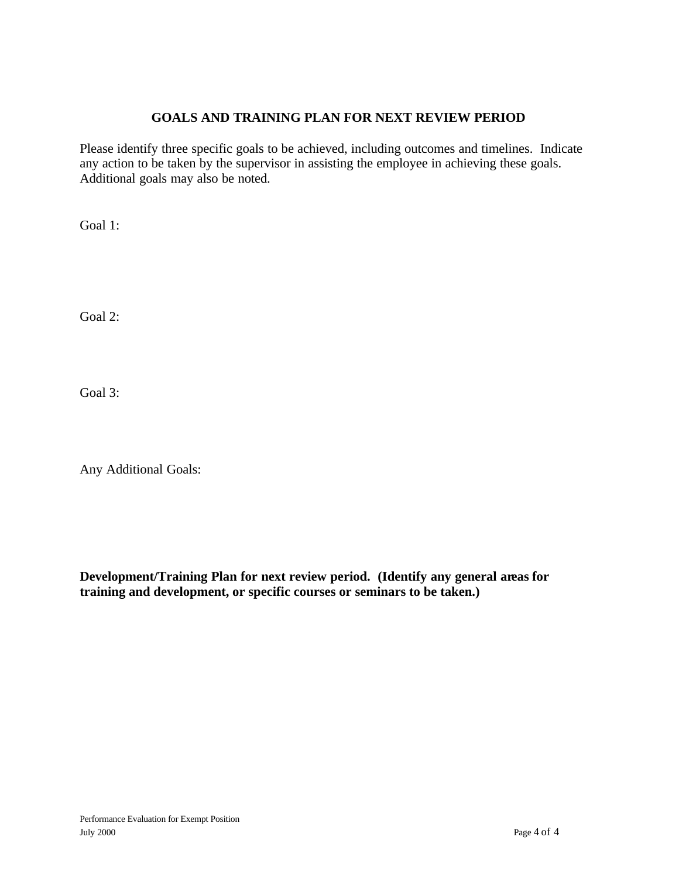## GOALS AND TRAINING PLAN FOR NEXT REVIEW PERIOD

Please identify three specific goals to be achieved, including outcomes and timelines. Indicate any action to be taken by the supervisor in assisting the employee in achieving these goals. Additional goals may also be noted.

Goal 1:

Goal 2:

Goal 3:

Any Additional Goals:

**Development/Training Plan for next review period. (Identify any general areas for training and development, or specific courses or seminars to be taken.)**